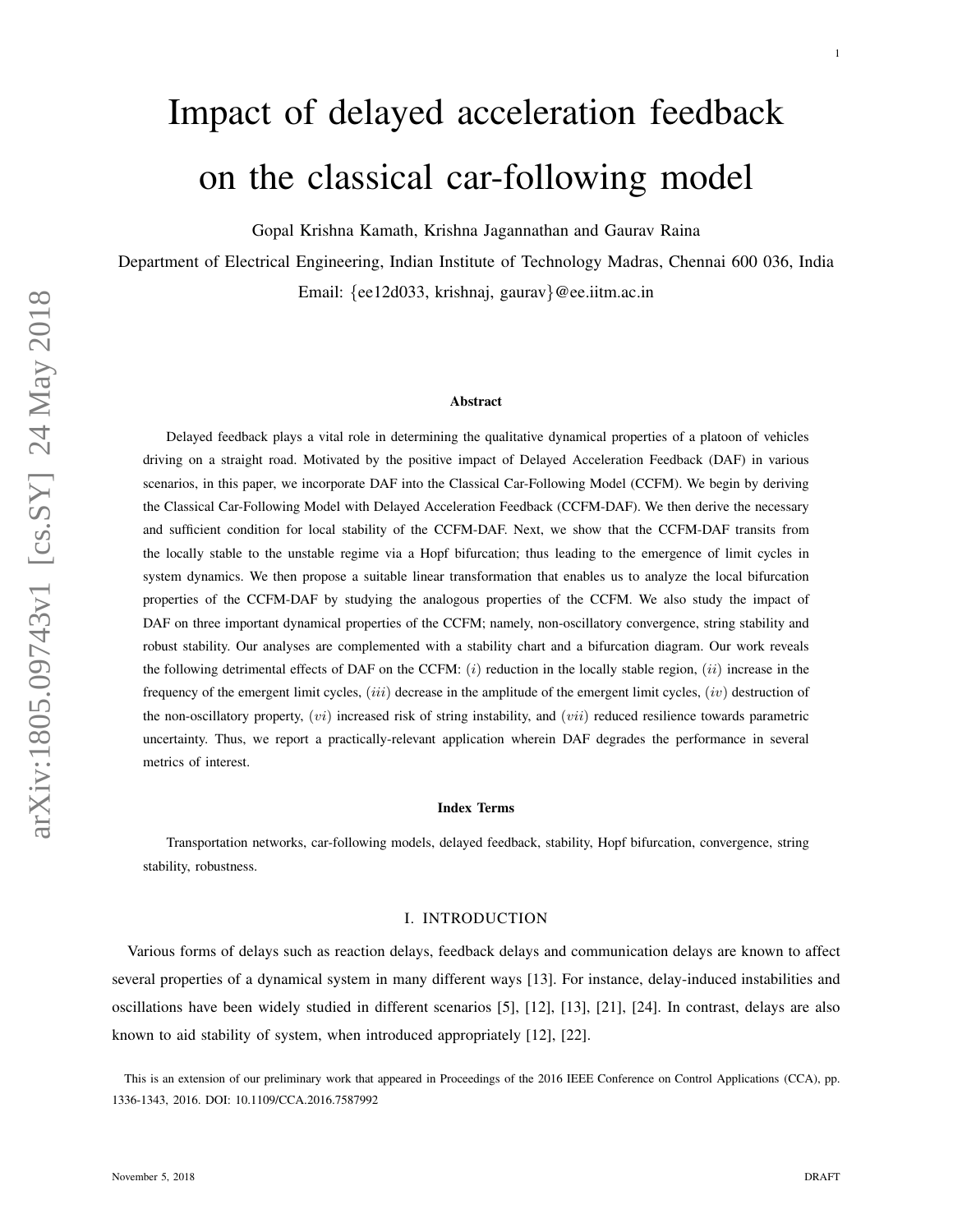# Impact of delayed acceleration feedback on the classical car-following model

Gopal Krishna Kamath, Krishna Jagannathan and Gaurav Raina

Department of Electrical Engineering, Indian Institute of Technology Madras, Chennai 600 036, India

Email: {ee12d033, krishnaj, gaurav}@ee.iitm.ac.in

### Abstract

Delayed feedback plays a vital role in determining the qualitative dynamical properties of a platoon of vehicles driving on a straight road. Motivated by the positive impact of Delayed Acceleration Feedback (DAF) in various scenarios, in this paper, we incorporate DAF into the Classical Car-Following Model (CCFM). We begin by deriving the Classical Car-Following Model with Delayed Acceleration Feedback (CCFM-DAF). We then derive the necessary and sufficient condition for local stability of the CCFM-DAF. Next, we show that the CCFM-DAF transits from the locally stable to the unstable regime via a Hopf bifurcation; thus leading to the emergence of limit cycles in system dynamics. We then propose a suitable linear transformation that enables us to analyze the local bifurcation properties of the CCFM-DAF by studying the analogous properties of the CCFM. We also study the impact of DAF on three important dynamical properties of the CCFM; namely, non-oscillatory convergence, string stability and robust stability. Our analyses are complemented with a stability chart and a bifurcation diagram. Our work reveals the following detrimental effects of DAF on the CCFM: $(i)$ reduction in the locally stable region, $(ii)$ increase in the frequency of the emergent limit cycles, $(iii)$ decrease in the amplitude of the emergent limit cycles, $(iv)$ destruction of the non-oscillatory property, $(vi)$ increased risk of string instability, and $(vii)$ reduced resilience towards parametric uncertainty. Thus, we report a practically-relevant application wherein DAF degrades the performance in several metrics of interest.

### Index Terms

Transportation networks, car-following models, delayed feedback, stability, Hopf bifurcation, convergence, string stability, robustness.

## I. Introduction

Various forms of delays such as reaction delays, feedback delays and communication delays are known to affect several properties of a dynamical system in many different ways [13]. For instance, delay-induced instabilities and oscillations have been widely studied in different scenarios [5], [12], [13], [21], [24]. In contrast, delays are also known to aid stability of system, when introduced appropriately [12], [22].

This is an extension of our preliminary work that appeared in Proceedings of the 2016 IEEE Conference on Control Applications (CCA), pp. 1336-1343, 2016. DOI: 10.1109/CCA.2016.7587992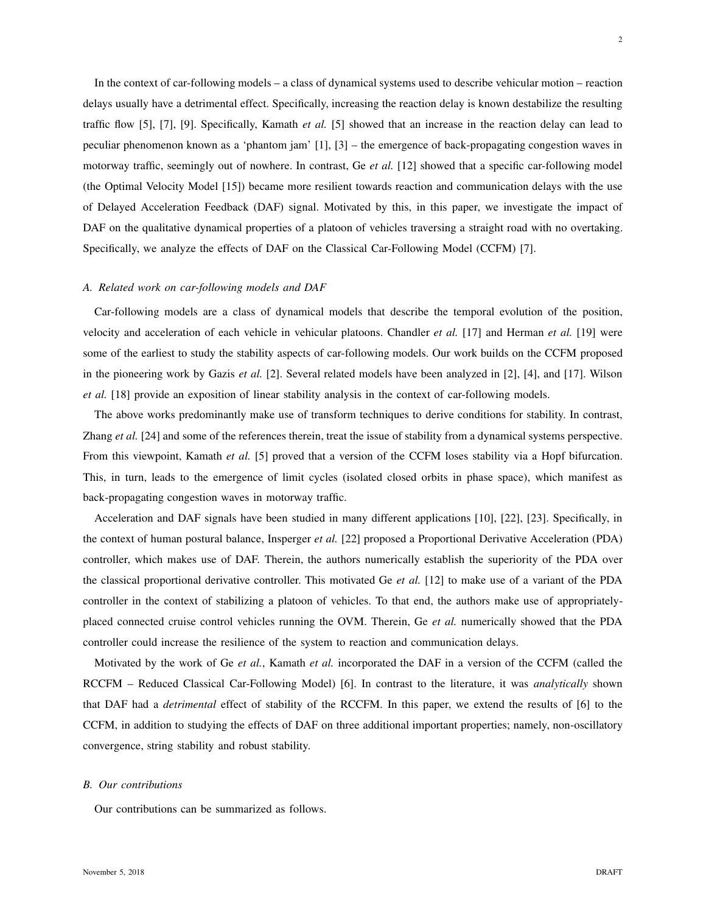In the context of car-following models – a class of dynamical systems used to describe vehicular motion – reaction delays usually have a detrimental effect. Specifically, increasing the reaction delay is known destabilize the resulting traffic flow [5], [7], [9]. Specifically, Kamath *et al.* [5] showed that an increase in the reaction delay can lead to peculiar phenomenon known as a 'phantom jam' [1], [3] – the emergence of back-propagating congestion waves in motorway traffic, seemingly out of nowhere. In contrast, Ge *et al.* [12] showed that a specific car-following model (the Optimal Velocity Model [15]) became more resilient towards reaction and communication delays with the use of Delayed Acceleration Feedback (DAF) signal. Motivated by this, in this paper, we investigate the impact of DAF on the qualitative dynamical properties of a platoon of vehicles traversing a straight road with no overtaking. Specifically, we analyze the effects of DAF on the Classical Car-Following Model (CCFM) [7].

### *A. Related work on car-following models and DAF*

Car-following models are a class of dynamical models that describe the temporal evolution of the position, velocity and acceleration of each vehicle in vehicular platoons. Chandler *et al.* [17] and Herman *et al.* [19] were some of the earliest to study the stability aspects of car-following models. Our work builds on the CCFM proposed in the pioneering work by Gazis *et al.* [2]. Several related models have been analyzed in [2], [4], and [17]. Wilson *et al.* [18] provide an exposition of linear stability analysis in the context of car-following models.

The above works predominantly make use of transform techniques to derive conditions for stability. In contrast, Zhang *et al.* [24] and some of the references therein, treat the issue of stability from a dynamical systems perspective. From this viewpoint, Kamath *et al.* [5] proved that a version of the CCFM loses stability via a Hopf bifurcation. This, in turn, leads to the emergence of limit cycles (isolated closed orbits in phase space), which manifest as back-propagating congestion waves in motorway traffic.

Acceleration and DAF signals have been studied in many different applications [10], [22], [23]. Specifically, in the context of human postural balance, Insperger *et al.* [22] proposed a Proportional Derivative Acceleration (PDA) controller, which makes use of DAF. Therein, the authors numerically establish the superiority of the PDA over the classical proportional derivative controller. This motivated Ge *et al.* [12] to make use of a variant of the PDA controller in the context of stabilizing a platoon of vehicles. To that end, the authors make use of appropriately-placed connected cruise control vehicles running the OVM. Therein, Ge *et al.* numerically showed that the PDA controller could increase the resilience of the system to reaction and communication delays.

Motivated by the work of Ge *et al.*, Kamath *et al.* incorporated the DAF in a version of the CCFM (called the RCCFM – Reduced Classical Car-Following Model) [6]. In contrast to the literature, it was *analytically* shown that DAF had a *detrimental* effect of stability of the RCCFM. In this paper, we extend the results of [6] to the CCFM, in addition to studying the effects of DAF on three additional important properties; namely, non-oscillatory convergence, string stability and robust stability.

### *B. Our contributions*

Our contributions can be summarized as follows.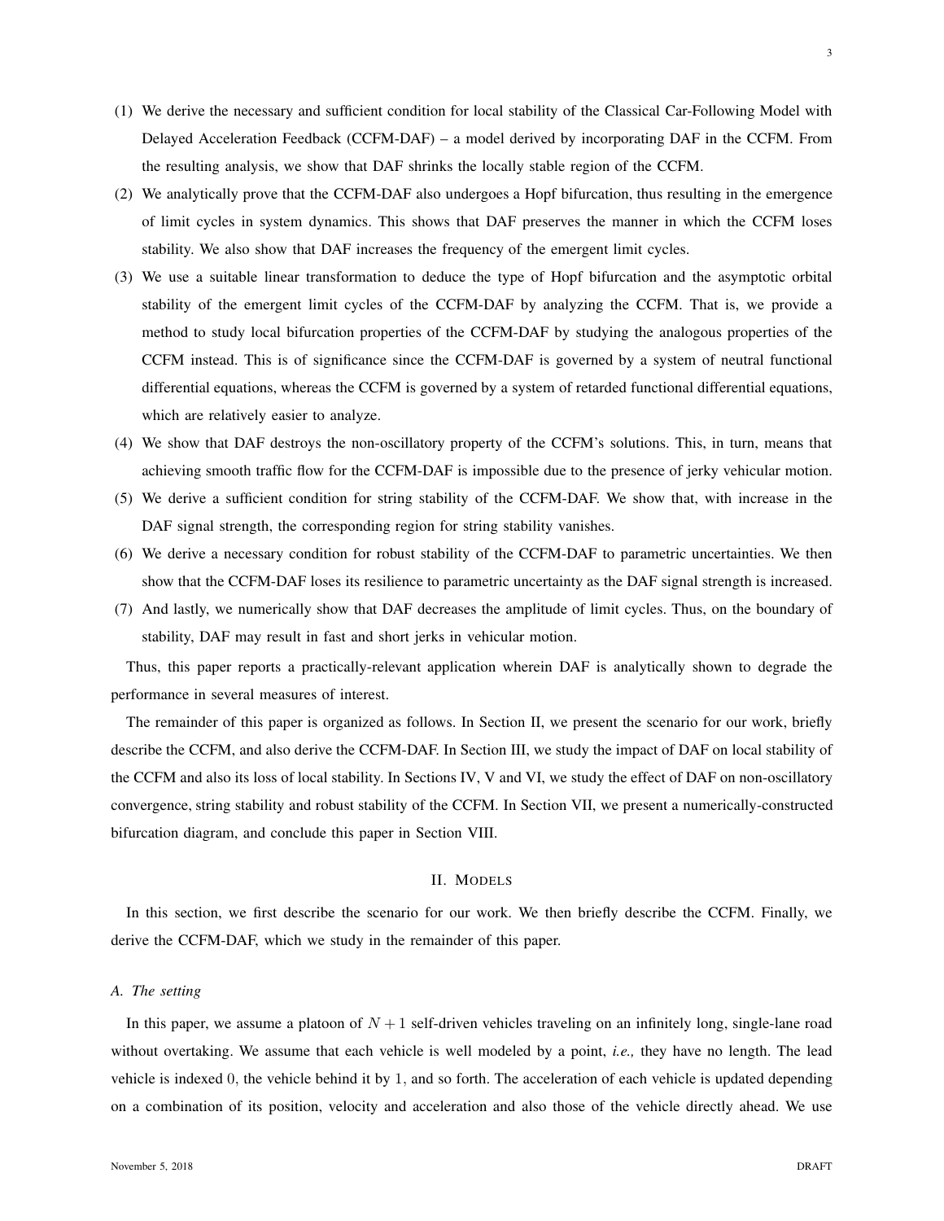(1) We derive the necessary and sufficient condition for local stability of the Classical Car-Following Model with Delayed Acceleration Feedback (CCFM-DAF) – a model derived by incorporating DAF in the CCFM. From the resulting analysis, we show that DAF shrinks the locally stable region of the CCFM.

(2) We analytically prove that the CCFM-DAF also undergoes a Hopf bifurcation, thus resulting in the emergence of limit cycles in system dynamics. This shows that DAF preserves the manner in which the CCFM loses stability. We also show that DAF increases the frequency of the emergent limit cycles.

(3) We use a suitable linear transformation to deduce the type of Hopf bifurcation and the asymptotic orbital stability of the emergent limit cycles of the CCFM-DAF by analyzing the CCFM. That is, we provide a method to study local bifurcation properties of the CCFM-DAF by studying the analogous properties of the CCFM instead. This is of significance since the CCFM-DAF is governed by a system of neutral functional differential equations, whereas the CCFM is governed by a system of retarded functional differential equations, which are relatively easier to analyze.

(4) We show that DAF destroys the non-oscillatory property of the CCFM's solutions. This, in turn, means that achieving smooth traffic flow for the CCFM-DAF is impossible due to the presence of jerky vehicular motion.

(5) We derive a sufficient condition for string stability of the CCFM-DAF. We show that, with increase in the DAF signal strength, the corresponding region for string stability vanishes.

(6) We derive a necessary condition for robust stability of the CCFM-DAF to parametric uncertainties. We then show that the CCFM-DAF loses its resilience to parametric uncertainty as the DAF signal strength is increased.

(7) And lastly, we numerically show that DAF decreases the amplitude of limit cycles. Thus, on the boundary of stability, DAF may result in fast and short jerks in vehicular motion.

Thus, this paper reports a practically-relevant application wherein DAF is analytically shown to degrade the performance in several measures of interest.

The remainder of this paper is organized as follows. In Section II, we present the scenario for our work, briefly describe the CCFM, and also derive the CCFM-DAF. In Section III, we study the impact of DAF on local stability of the CCFM and also its loss of local stability. In Sections IV, V and VI, we study the effect of DAF on non-oscillatory convergence, string stability and robust stability of the CCFM. In Section VII, we present a numerically-constructed bifurcation diagram, and conclude this paper in Section VIII.

## II. Models

In this section, we first describe the scenario for our work. We then briefly describe the CCFM. Finally, we derive the CCFM-DAF, which we study in the remainder of this paper.

### A. The setting

In this paper, we assume a platoon of $N+1$ self-driven vehicles traveling on an infinitely long, single-lane road without overtaking. We assume that each vehicle is well modeled by a point, *i.e.,* they have no length. The lead vehicle is indexed $0$, the vehicle behind it by $1$, and so forth. The acceleration of each vehicle is updated depending on a combination of its position, velocity and acceleration and also those of the vehicle directly ahead. We use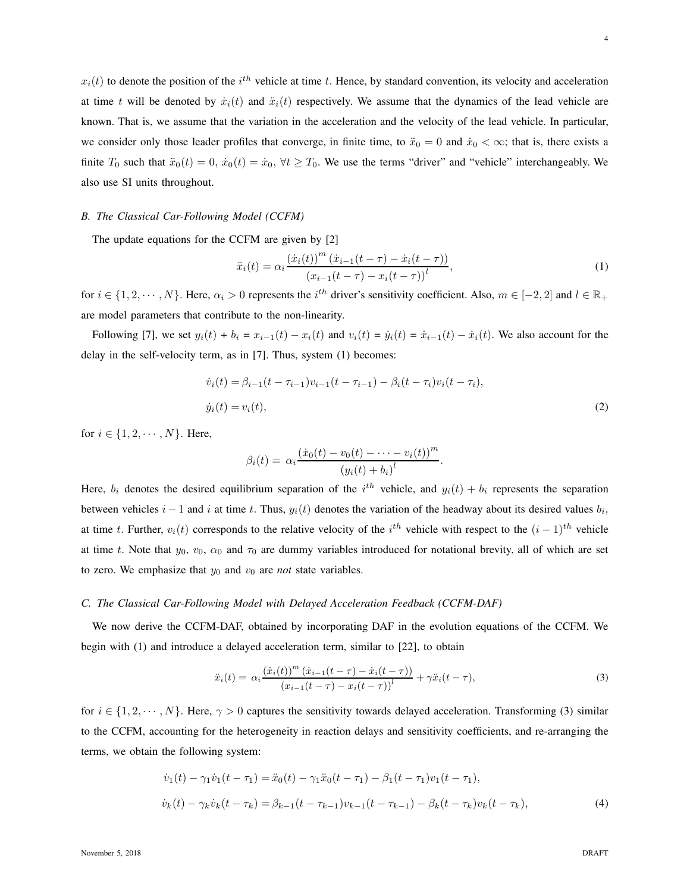$x_i(t)$ to denote the position of the $i^{th}$ vehicle at time $t$. Hence, by standard convention, its velocity and acceleration at time $t$ will be denoted by $\dot{x}_i(t)$ and $\ddot{x}_i(t)$ respectively. We assume that the dynamics of the lead vehicle are known. That is, we assume that the variation in the acceleration and the velocity of the lead vehicle. In particular, we consider only those leader profiles that converge, in finite time, to $\ddot{x}_0 = 0$ and $\dot{x}_0 < \infty$; that is, there exists a finite $T_0$ such that $\ddot{x}_0(t) = 0$, $\dot{x}_0(t) = \dot{x}_0$, $\forall t \geq T_0$. We use the terms "driver" and "vehicle" interchangeably. We also use SI units throughout.

### *B. The Classical Car-Following Model (CCFM)*

The update equations for the CCFM are given by [2]

$$\ddot{x}_i(t) = \alpha_i \frac{\left(\dot{x}_i(t)\right)^m \left(\dot{x}_{i-1}(t-\tau) - \dot{x}_i(t-\tau)\right)}{\left(x_{i-1}(t-\tau) - x_i(t-\tau)\right)^l}, \tag{1}$$

for $i \in \{1, 2, \cdots, N\}$. Here, $\alpha_i > 0$ represents the $i^{th}$ driver's sensitivity coefficient. Also, $m \in [-2, 2]$ and $l \in \mathbb{R}_+$ are model parameters that contribute to the non-linearity.

Following [7], we set $y_i(t) + b_i = x_{i-1}(t) - x_i(t)$ and $v_i(t) = \dot{y}_i(t) = \dot{x}_{i-1}(t) - \dot{x}_i(t)$. We also account for the delay in the self-velocity term, as in [7]. Thus, system (1) becomes:

$$\begin{aligned}
\dot{v}_i(t) &= \beta_{i-1}(t-\tau_{i-1})v_{i-1}(t-\tau_{i-1}) - \beta_i(t-\tau_i)v_i(t-\tau_i), \\
\dot{y}_i(t) &= v_i(t),
\end{aligned} \tag{2}$$

for $i \in \{1, 2, \cdots, N\}$. Here,

$$\beta_i(t) = \alpha_i \frac{\left(\dot{x}_0(t) - v_0(t) - \cdots - v_i(t)\right)^m}{\left(y_i(t) + b_i\right)^l}.$$

Here, $b_i$ denotes the desired equilibrium separation of the $i^{th}$ vehicle, and $y_i(t) + b_i$ represents the separation between vehicles $i-1$ and $i$ at time $t$. Thus, $y_i(t)$ denotes the variation of the headway about its desired values $b_i$, at time $t$. Further, $v_i(t)$ corresponds to the relative velocity of the $i^{th}$ vehicle with respect to the $(i-1)^{th}$ vehicle at time $t$. Note that $y_0$, $v_0$, $\alpha_0$ and $\tau_0$ are dummy variables introduced for notational brevity, all of which are set to zero. We emphasize that $y_0$ and $v_0$ are *not* state variables.

### *C. The Classical Car-Following Model with Delayed Acceleration Feedback (CCFM-DAF)*

We now derive the CCFM-DAF, obtained by incorporating DAF in the evolution equations of the CCFM. We begin with (1) and introduce a delayed acceleration term, similar to [22], to obtain

$$\ddot{x}_i(t) = \alpha_i \frac{\left(\dot{x}_i(t)\right)^m \left(\dot{x}_{i-1}(t-\tau) - \dot{x}_i(t-\tau)\right)}{\left(x_{i-1}(t-\tau) - x_i(t-\tau)\right)^l} + \gamma \ddot{x}_i(t-\tau), \tag{3}$$

for $i \in \{1, 2, \cdots, N\}$. Here, $\gamma > 0$ captures the sensitivity towards delayed acceleration. Transforming (3) similar to the CCFM, accounting for the heterogeneity in reaction delays and sensitivity coefficients, and re-arranging the terms, we obtain the following system:

$$\begin{aligned}
\dot{v}_1(t) - \gamma_1 \dot{v}_1(t-\tau_1) &= \ddot{x}_0(t) - \gamma_1 \ddot{x}_0(t-\tau_1) - \beta_1(t-\tau_1)v_1(t-\tau_1), \\
\dot{v}_k(t) - \gamma_k \dot{v}_k(t-\tau_k) &= \beta_{k-1}(t-\tau_{k-1})v_{k-1}(t-\tau_{k-1}) - \beta_k(t-\tau_k)v_k(t-\tau_k),
\end{aligned} \tag{4}$$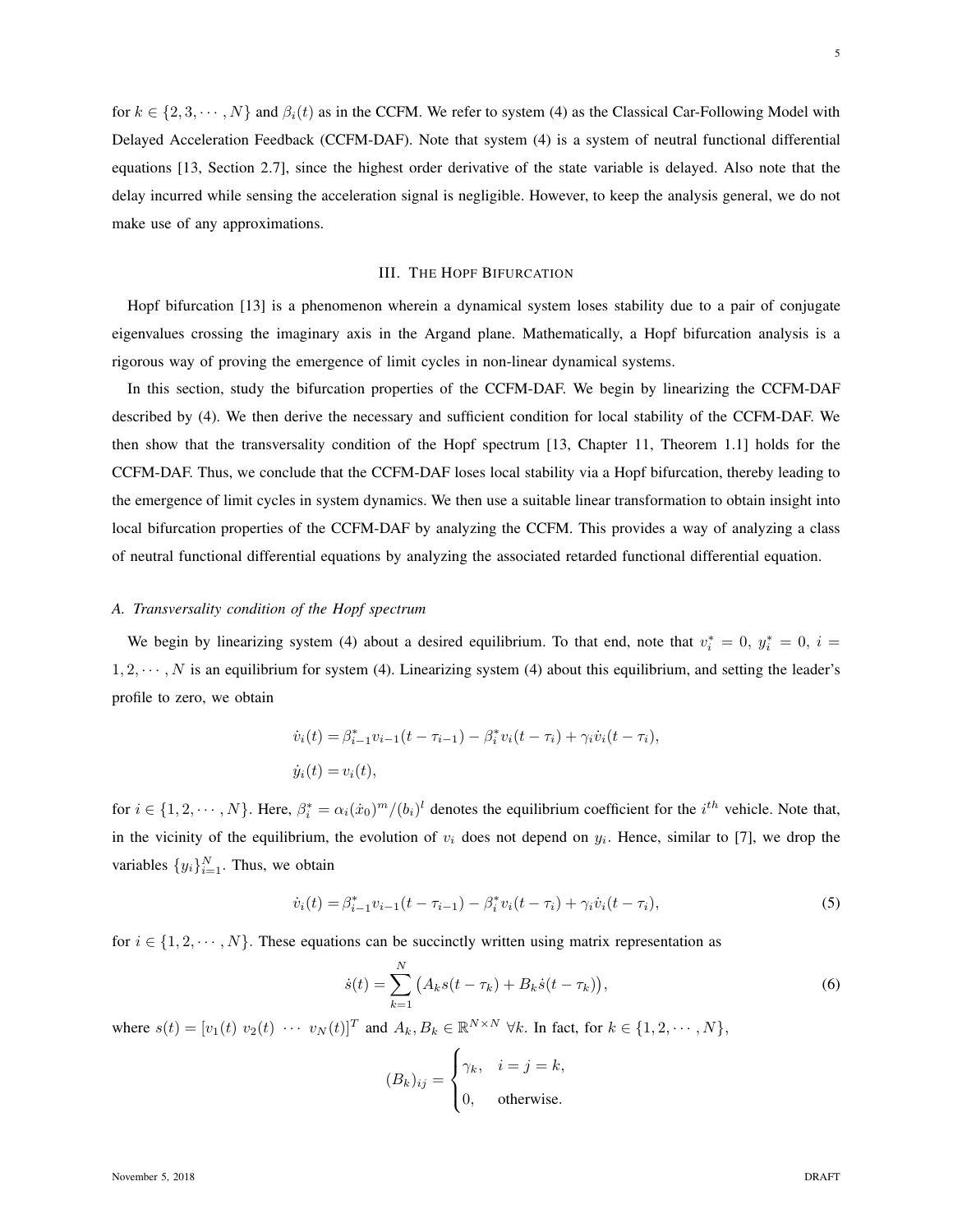for $k \in \{2, 3, \cdots, N\}$ and $\beta_i(t)$ as in the CCFM. We refer to system (4) as the Classical Car-Following Model with Delayed Acceleration Feedback (CCFM-DAF). Note that system (4) is a system of neutral functional differential equations [13, Section 2.7], since the highest order derivative of the state variable is delayed. Also note that the delay incurred while sensing the acceleration signal is negligible. However, to keep the analysis general, we do not make use of any approximations.

## III. The Hopf Bifurcation

Hopf bifurcation [13] is a phenomenon wherein a dynamical system loses stability due to a pair of conjugate eigenvalues crossing the imaginary axis in the Argand plane. Mathematically, a Hopf bifurcation analysis is a rigorous way of proving the emergence of limit cycles in non-linear dynamical systems.

In this section, study the bifurcation properties of the CCFM-DAF. We begin by linearizing the CCFM-DAF described by (4). We then derive the necessary and sufficient condition for local stability of the CCFM-DAF. We then show that the transversality condition of the Hopf spectrum [13, Chapter 11, Theorem 1.1] holds for the CCFM-DAF. Thus, we conclude that the CCFM-DAF loses local stability via a Hopf bifurcation, thereby leading to the emergence of limit cycles in system dynamics. We then use a suitable linear transformation to obtain insight into local bifurcation properties of the CCFM-DAF by analyzing the CCFM. This provides a way of analyzing a class of neutral functional differential equations by analyzing the associated retarded functional differential equation.

### A. Transversality condition of the Hopf spectrum

We begin by linearizing system (4) about a desired equilibrium. To that end, note that $v_i^* = 0,\ y_i^* = 0,\ i = 1, 2, \cdots, N$ is an equilibrium for system (4). Linearizing system (4) about this equilibrium, and setting the leader's profile to zero, we obtain

$$
\begin{aligned}
\dot{v}_i(t) &= \beta_{i-1}^* v_{i-1}(t - \tau_{i-1}) - \beta_i^* v_i(t - \tau_i) + \gamma_i \dot{v}_i(t - \tau_i), \\
\dot{y}_i(t) &= v_i(t),
\end{aligned}
$$

for $i \in \{1, 2, \cdots, N\}$. Here, $\beta_i^* = \alpha_i (\dot{x}_0)^m / (b_i)^l$ denotes the equilibrium coefficient for the $i^{th}$ vehicle. Note that, in the vicinity of the equilibrium, the evolution of $v_i$ does not depend on $y_i$. Hence, similar to [7], we drop the variables $\{y_i\}_{i=1}^N$. Thus, we obtain

$$
\dot{v}_i(t) = \beta_{i-1}^* v_{i-1}(t - \tau_{i-1}) - \beta_i^* v_i(t - \tau_i) + \gamma_i \dot{v}_i(t - \tau_i), \tag{5}
$$

for $i \in \{1, 2, \cdots, N\}$. These equations can be succinctly written using matrix representation as

$$
\dot{s}(t) = \sum_{k=1}^{N} \big( A_k s(t - \tau_k) + B_k \dot{s}(t - \tau_k) \big), \tag{6}
$$

where $s(t) = [v_1(t)\ v_2(t)\ \cdots\ v_N(t)]^T$ and $A_k, B_k \in \mathbb{R}^{N \times N}\ \forall k$. In fact, for $k \in \{1, 2, \cdots, N\}$,

$$
(B_k)_{ij} = \begin{cases} \gamma_k, & i = j = k, \\ 0, & \text{otherwise.} \end{cases}
$$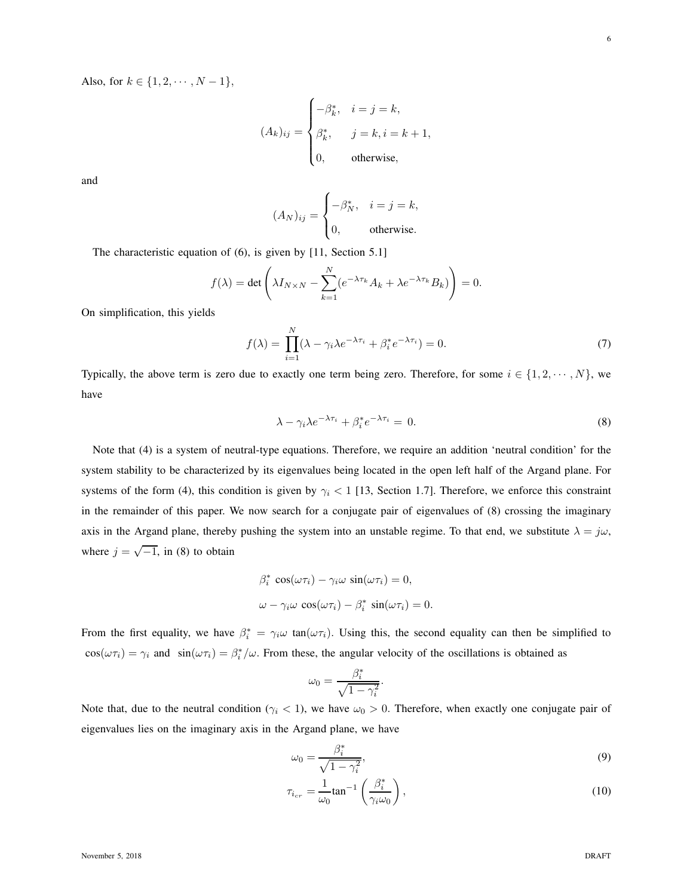Also, for $k \in \{1, 2, \cdots, N-1\}$,

$$
(A_k)_{ij} = \begin{cases} -\beta_k^*, & i = j = k, \\ \beta_k^*, & j = k, i = k+1, \\ 0, & \text{otherwise,} \end{cases}
$$

and

$$
(A_N)_{ij} = \begin{cases} -\beta_N^*, & i = j = k, \\ 0, & \text{otherwise.} \end{cases}
$$

The characteristic equation of (6), is given by [11, Section 5.1]

$$
f(\lambda) = \det\left( \lambda I_{N \times N} - \sum_{k=1}^{N} (e^{-\lambda \tau_k} A_k + \lambda e^{-\lambda \tau_k} B_k) \right) = 0.
$$

On simplification, this yields

$$
f(\lambda) = \prod_{i=1}^{N} (\lambda - \gamma_i \lambda e^{-\lambda \tau_i} + \beta_i^* e^{-\lambda \tau_i}) = 0. \tag{7}
$$

Typically, the above term is zero due to exactly one term being zero. Therefore, for some $i \in \{1, 2, \cdots, N\}$, we have

$$
\lambda - \gamma_i \lambda e^{-\lambda \tau_i} + \beta_i^* e^{-\lambda \tau_i} = 0. \tag{8}
$$

Note that (4) is a system of neutral-type equations. Therefore, we require an addition 'neutral condition' for the system stability to be characterized by its eigenvalues being located in the open left half of the Argand plane. For systems of the form (4), this condition is given by $\gamma_i < 1$ [13, Section 1.7]. Therefore, we enforce this constraint in the remainder of this paper. We now search for a conjugate pair of eigenvalues of (8) crossing the imaginary axis in the Argand plane, thereby pushing the system into an unstable regime. To that end, we substitute $\lambda = j\omega$, where $j = \sqrt{-1}$, in (8) to obtain

$$
\begin{aligned}
&\beta_i^* \cos(\omega \tau_i) - \gamma_i \omega \sin(\omega \tau_i) = 0, \\
&\omega - \gamma_i \omega \cos(\omega \tau_i) - \beta_i^* \sin(\omega \tau_i) = 0.
\end{aligned}
$$

From the first equality, we have $\beta_i^* = \gamma_i \omega \tan(\omega \tau_i)$. Using this, the second equality can then be simplified to $\cos(\omega \tau_i) = \gamma_i$ and $\sin(\omega \tau_i) = \beta_i^* / \omega$. From these, the angular velocity of the oscillations is obtained as

$$
\omega_0 = \frac{\beta_i^*}{\sqrt{1 - \gamma_i^2}}.
$$

Note that, due to the neutral condition ($\gamma_i < 1$), we have $\omega_0 > 0$. Therefore, when exactly one conjugate pair of eigenvalues lies on the imaginary axis in the Argand plane, we have

$$
\omega_0 = \frac{\beta_i^*}{\sqrt{1 - \gamma_i^2}}, \tag{9}
$$

$$
\tau_{i_{cr}} = \frac{1}{\omega_0} \tan^{-1}\left( \frac{\beta_i^*}{\gamma_i \omega_0} \right), \tag{10}
$$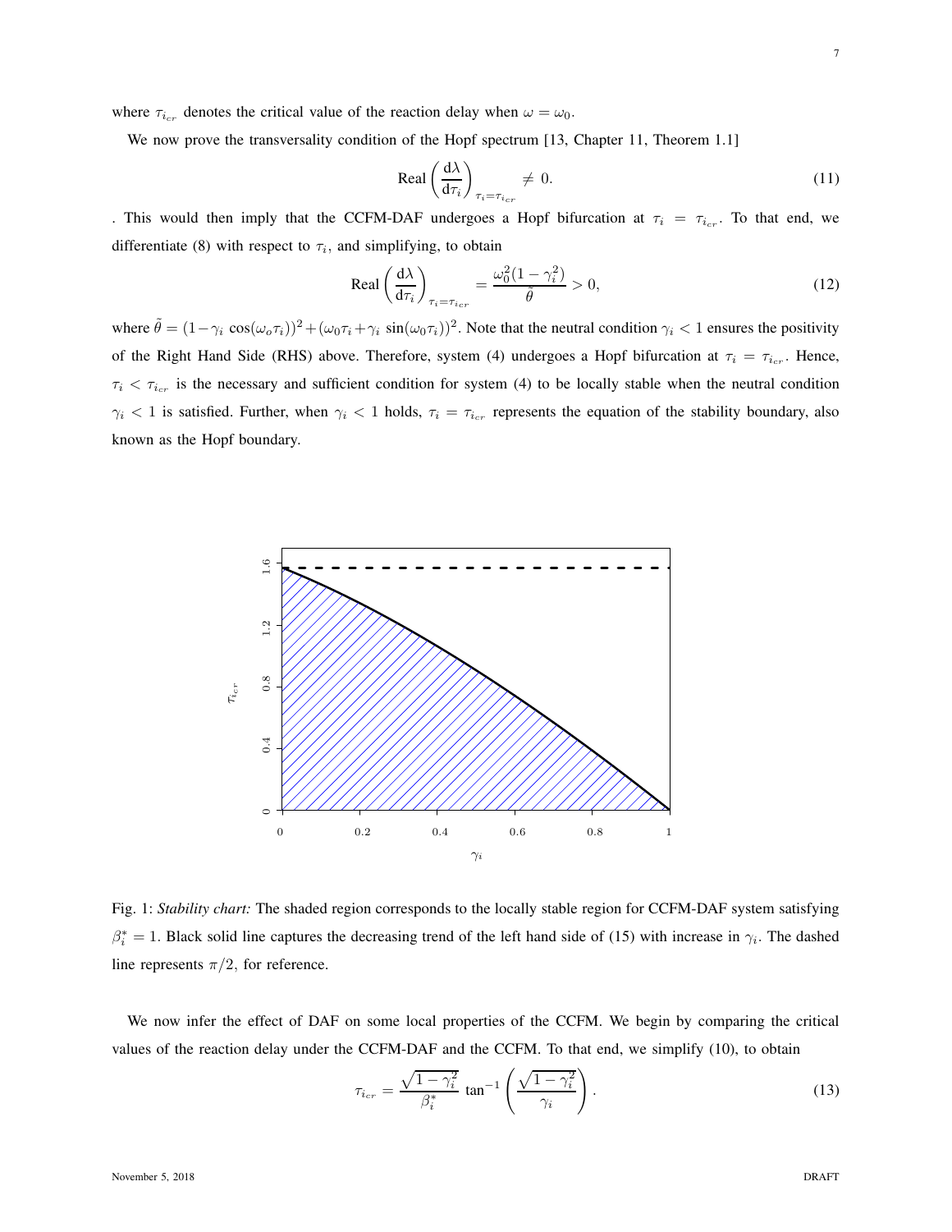where $\tau_{i_{cr}}$ denotes the critical value of the reaction delay when $\omega = \omega_0$.

We now prove the transversality condition of the Hopf spectrum [13, Chapter 11, Theorem 1.1]

$$\text{Real}\left(\frac{\mathrm{d}\lambda}{\mathrm{d}\tau_i}\right)_{\tau_i = \tau_{i_{cr}}} \neq 0. \tag{11}$$

. This would then imply that the CCFM-DAF undergoes a Hopf bifurcation at $\tau_i = \tau_{i_{cr}}$. To that end, we differentiate (8) with respect to $\tau_i$, and simplifying, to obtain

$$\text{Real}\left(\frac{\mathrm{d}\lambda}{\mathrm{d}\tau_i}\right)_{\tau_i = \tau_{i_{cr}}} = \frac{\omega_0^2(1-\gamma_i^2)}{\tilde{\theta}} > 0, \tag{12}$$

where $\tilde{\theta} = (1 - \gamma_i \cos(\omega_o \tau_i))^2 + (\omega_0 \tau_i + \gamma_i \sin(\omega_0 \tau_i))^2$. Note that the neutral condition $\gamma_i < 1$ ensures the positivity of the Right Hand Side (RHS) above. Therefore, system (4) undergoes a Hopf bifurcation at $\tau_i = \tau_{i_{cr}}$. Hence, $\tau_i < \tau_{i_{cr}}$ is the necessary and sufficient condition for system (4) to be locally stable when the neutral condition $\gamma_i < 1$ is satisfied. Further, when $\gamma_i < 1$ holds, $\tau_i = \tau_{i_{cr}}$ represents the equation of the stability boundary, also known as the Hopf boundary.

Fig. 1: *Stability chart:* The shaded region corresponds to the locally stable region for CCFM-DAF system satisfying $\beta_i^* = 1$. Black solid line captures the decreasing trend of the left hand side of (15) with increase in $\gamma_i$. The dashed line represents $\pi/2$, for reference.

We now infer the effect of DAF on some local properties of the CCFM. We begin by comparing the critical values of the reaction delay under the CCFM-DAF and the CCFM. To that end, we simplify (10), to obtain

$$\tau_{i_{cr}} = \frac{\sqrt{1-\gamma_i^2}}{\beta_i^*} \tan^{-1}\left(\frac{\sqrt{1-\gamma_i^2}}{\gamma_i}\right). \tag{13}$$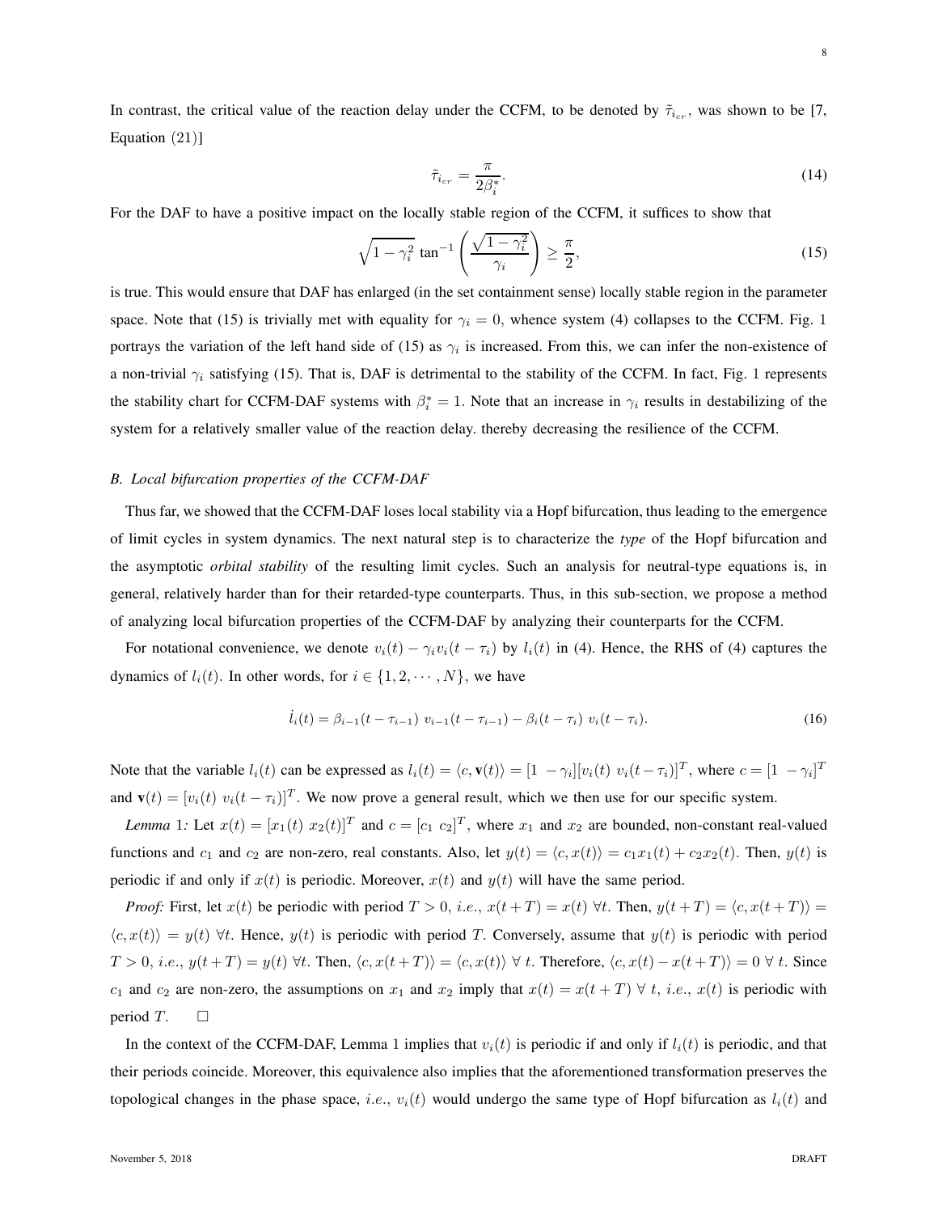In contrast, the critical value of the reaction delay under the CCFM, to be denoted by $\tilde{\tau}_{i_{cr}}$, was shown to be [7, Equation (21)]

$$\tilde{\tau}_{i_{cr}} = \frac{\pi}{2\beta_i^*}. \tag{14}$$

For the DAF to have a positive impact on the locally stable region of the CCFM, it suffices to show that

$$\sqrt{1-\gamma_i^2}\, \tan^{-1}\left(\frac{\sqrt{1-\gamma_i^2}}{\gamma_i}\right) \geq \frac{\pi}{2}, \tag{15}$$

is true. This would ensure that DAF has enlarged (in the set containment sense) locally stable region in the parameter space. Note that (15) is trivially met with equality for $\gamma_i = 0$, whence system (4) collapses to the CCFM. Fig. 1 portrays the variation of the left hand side of (15) as $\gamma_i$ is increased. From this, we can infer the non-existence of a non-trivial $\gamma_i$ satisfying (15). That is, DAF is detrimental to the stability of the CCFM. In fact, Fig. 1 represents the stability chart for CCFM-DAF systems with $\beta_i^* = 1$. Note that an increase in $\gamma_i$ results in destabilizing of the system for a relatively smaller value of the reaction delay. thereby decreasing the resilience of the CCFM.

### B. Local bifurcation properties of the CCFM-DAF

Thus far, we showed that the CCFM-DAF loses local stability via a Hopf bifurcation, thus leading to the emergence of limit cycles in system dynamics. The next natural step is to characterize the *type* of the Hopf bifurcation and the asymptotic *orbital stability* of the resulting limit cycles. Such an analysis for neutral-type equations is, in general, relatively harder than for their retarded-type counterparts. Thus, in this sub-section, we propose a method of analyzing local bifurcation properties of the CCFM-DAF by analyzing their counterparts for the CCFM.

For notational convenience, we denote $v_i(t) - \gamma_i v_i(t-\tau_i)$ by $l_i(t)$ in (4). Hence, the RHS of (4) captures the dynamics of $l_i(t)$. In other words, for $i \in \{1, 2, \cdots, N\}$, we have

$$\dot{l}_i(t) = \beta_{i-1}(t-\tau_{i-1})\; v_{i-1}(t-\tau_{i-1}) - \beta_i(t-\tau_i)\; v_i(t-\tau_i). \tag{16}$$

Note that the variable $l_i(t)$ can be expressed as $l_i(t) = \langle c, \mathbf{v}(t)\rangle = [1\;\; -\gamma_i][v_i(t)\;\; v_i(t-\tau_i)]^T$, where $c = [1\;\; -\gamma_i]^T$ and $\mathbf{v}(t) = [v_i(t)\;\; v_i(t-\tau_i)]^T$. We now prove a general result, which we then use for our specific system.

*Lemma 1:* Let $x(t) = [x_1(t)\;\; x_2(t)]^T$ and $c = [c_1\;\; c_2]^T$, where $x_1$ and $x_2$ are bounded, non-constant real-valued functions and $c_1$ and $c_2$ are non-zero, real constants. Also, let $y(t) = \langle c, x(t)\rangle = c_1 x_1(t) + c_2 x_2(t)$. Then, $y(t)$ is periodic if and only if $x(t)$ is periodic. Moreover, $x(t)$ and $y(t)$ will have the same period.

*Proof:* First, let $x(t)$ be periodic with period $T > 0$, *i.e.*, $x(t+T) = x(t)\; \forall t$. Then, $y(t+T) = \langle c, x(t+T)\rangle = \langle c, x(t)\rangle = y(t)\; \forall t$. Hence, $y(t)$ is periodic with period $T$. Conversely, assume that $y(t)$ is periodic with period $T > 0$, *i.e.*, $y(t+T) = y(t)\; \forall t$. Then, $\langle c, x(t+T)\rangle = \langle c, x(t)\rangle\; \forall\; t$. Therefore, $\langle c, x(t) - x(t+T)\rangle = 0\; \forall\; t$. Since $c_1$ and $c_2$ are non-zero, the assumptions on $x_1$ and $x_2$ imply that $x(t) = x(t+T)\; \forall\; t$, *i.e.*, $x(t)$ is periodic with period $T$. □

In the context of the CCFM-DAF, Lemma 1 implies that $v_i(t)$ is periodic if and only if $l_i(t)$ is periodic, and that their periods coincide. Moreover, this equivalence also implies that the aforementioned transformation preserves the topological changes in the phase space, *i.e.*, $v_i(t)$ would undergo the same type of Hopf bifurcation as $l_i(t)$ and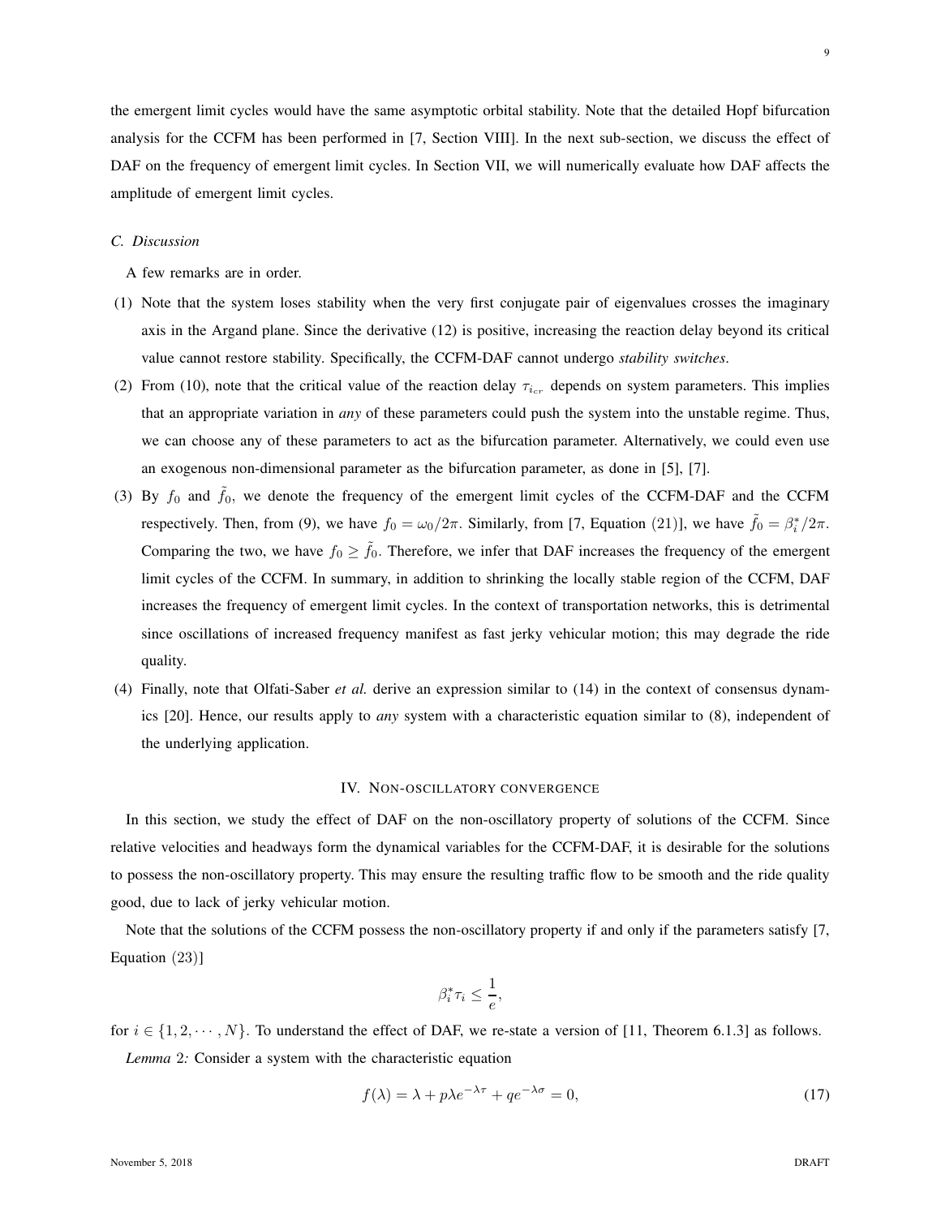the emergent limit cycles would have the same asymptotic orbital stability. Note that the detailed Hopf bifurcation analysis for the CCFM has been performed in [7, Section VIII]. In the next sub-section, we discuss the effect of DAF on the frequency of emergent limit cycles. In Section VII, we will numerically evaluate how DAF affects the amplitude of emergent limit cycles.

### C. Discussion

A few remarks are in order.

(1) Note that the system loses stability when the very first conjugate pair of eigenvalues crosses the imaginary axis in the Argand plane. Since the derivative (12) is positive, increasing the reaction delay beyond its critical value cannot restore stability. Specifically, the CCFM-DAF cannot undergo *stability switches*.

(2) From (10), note that the critical value of the reaction delay $\tau_{i_{cr}}$ depends on system parameters. This implies that an appropriate variation in *any* of these parameters could push the system into the unstable regime. Thus, we can choose any of these parameters to act as the bifurcation parameter. Alternatively, we could even use an exogenous non-dimensional parameter as the bifurcation parameter, as done in [5], [7].

(3) By $f_0$ and $\tilde{f}_0$, we denote the frequency of the emergent limit cycles of the CCFM-DAF and the CCFM respectively. Then, from (9), we have $f_0 = \omega_0/2\pi$. Similarly, from [7, Equation (21)], we have $\tilde{f}_0 = \beta_i^*/2\pi$. Comparing the two, we have $f_0 \geq \tilde{f}_0$. Therefore, we infer that DAF increases the frequency of the emergent limit cycles of the CCFM. In summary, in addition to shrinking the locally stable region of the CCFM, DAF increases the frequency of emergent limit cycles. In the context of transportation networks, this is detrimental since oscillations of increased frequency manifest as fast jerky vehicular motion; this may degrade the ride quality.

(4) Finally, note that Olfati-Saber *et al.* derive an expression similar to (14) in the context of consensus dynamics [20]. Hence, our results apply to *any* system with a characteristic equation similar to (8), independent of the underlying application.

## IV. Non-oscillatory convergence

In this section, we study the effect of DAF on the non-oscillatory property of solutions of the CCFM. Since relative velocities and headways form the dynamical variables for the CCFM-DAF, it is desirable for the solutions to possess the non-oscillatory property. This may ensure the resulting traffic flow to be smooth and the ride quality good, due to lack of jerky vehicular motion.

Note that the solutions of the CCFM possess the non-oscillatory property if and only if the parameters satisfy [7, Equation (23)]

$$\beta_i^* \tau_i \leq \frac{1}{e},$$

for $i \in \{1, 2, \cdots, N\}$. To understand the effect of DAF, we re-state a version of [11, Theorem 6.1.3] as follows.

*Lemma* 2*:* Consider a system with the characteristic equation

$$f(\lambda) = \lambda + p\lambda e^{-\lambda\tau} + qe^{-\lambda\sigma} = 0, \tag{17}$$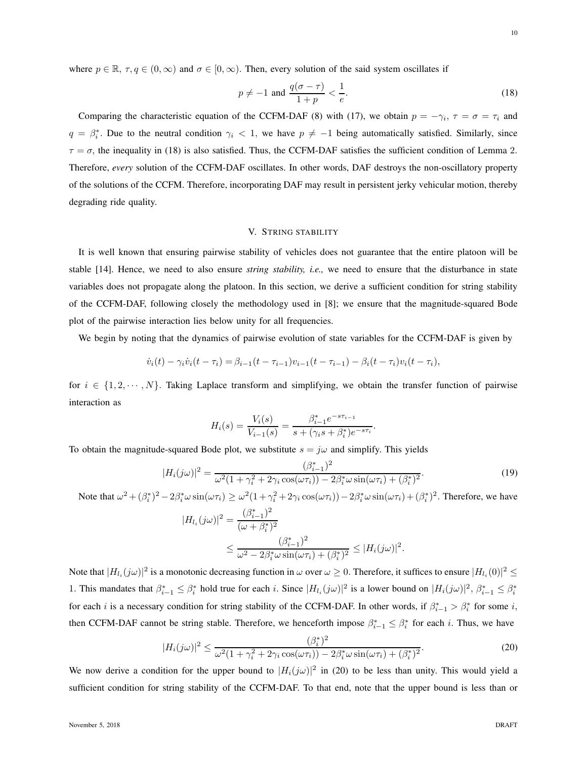where $p \in \mathbb{R}$, $\tau, q \in (0, \infty)$ and $\sigma \in [0, \infty)$. Then, every solution of the said system oscillates if

$$p \neq -1 \text{ and } \frac{q(\sigma - \tau)}{1+p} < \frac{1}{e}. \tag{18}$$

Comparing the characteristic equation of the CCFM-DAF (8) with (17), we obtain $p = -\gamma_i$, $\tau = \sigma = \tau_i$ and $q = \beta_i^*$. Due to the neutral condition $\gamma_i < 1$, we have $p \neq -1$ being automatically satisfied. Similarly, since $\tau = \sigma$, the inequality in (18) is also satisfied. Thus, the CCFM-DAF satisfies the sufficient condition of Lemma 2. Therefore, *every* solution of the CCFM-DAF oscillates. In other words, DAF destroys the non-oscillatory property of the solutions of the CCFM. Therefore, incorporating DAF may result in persistent jerky vehicular motion, thereby degrading ride quality.

## V. String stability

It is well known that ensuring pairwise stability of vehicles does not guarantee that the entire platoon will be stable [14]. Hence, we need to also ensure *string stability, i.e.,* we need to ensure that the disturbance in state variables does not propagate along the platoon. In this section, we derive a sufficient condition for string stability of the CCFM-DAF, following closely the methodology used in [8]; we ensure that the magnitude-squared Bode plot of the pairwise interaction lies below unity for all frequencies.

We begin by noting that the dynamics of pairwise evolution of state variables for the CCFM-DAF is given by

$$\dot{v}_i(t) - \gamma_i \dot{v}_i(t - \tau_i) = \beta_{i-1}(t - \tau_{i-1}) v_{i-1}(t - \tau_{i-1}) - \beta_i(t - \tau_i) v_i(t - \tau_i),$$

for $i \in \{1, 2, \cdots, N\}$. Taking Laplace transform and simplifying, we obtain the transfer function of pairwise interaction as

$$H_i(s) = \frac{V_i(s)}{V_{i-1}(s)} = \frac{\beta_{i-1}^* e^{-s\tau_{i-1}}}{s + (\gamma_i s + \beta_i^*) e^{-s\tau_i}}.$$

To obtain the magnitude-squared Bode plot, we substitute $s = j\omega$ and simplify. This yields

$$|H_i(j\omega)|^2 = \frac{(\beta_{i-1}^*)^2}{\omega^2(1 + \gamma_i^2 + 2\gamma_i \cos(\omega\tau_i)) - 2\beta_i^* \omega \sin(\omega\tau_i) + (\beta_i^*)^2}. \tag{19}$$

Note that $\omega^2 + (\beta_i^*)^2 - 2\beta_i^* \omega \sin(\omega\tau_i) \geq \omega^2(1 + \gamma_i^2 + 2\gamma_i \cos(\omega\tau_i)) - 2\beta_i^* \omega \sin(\omega\tau_i) + (\beta_i^*)^2$. Therefore, we have

$$\begin{aligned} |H_{l_i}(j\omega)|^2 &= \frac{(\beta_{i-1}^*)^2}{(\omega + \beta_i^*)^2} \\ &\leq \frac{(\beta_{i-1}^*)^2}{\omega^2 - 2\beta_i^* \omega \sin(\omega\tau_i) + (\beta_i^*)^2} \leq |H_i(j\omega)|^2. \end{aligned}$$

Note that $|H_{l_i}(j\omega)|^2$ is a monotonic decreasing function in $\omega$ over $\omega \geq 0$. Therefore, it suffices to ensure $|H_{l_i}(0)|^2 \leq 1$. This mandates that $\beta_{i-1}^* \leq \beta_i^*$ hold true for each $i$. Since $|H_{l_i}(j\omega)|^2$ is a lower bound on $|H_i(j\omega)|^2$, $\beta_{i-1}^* \leq \beta_i^*$ for each $i$ is a necessary condition for string stability of the CCFM-DAF. In other words, if $\beta_{i-1}^* > \beta_i^*$ for some $i$, then CCFM-DAF cannot be string stable. Therefore, we henceforth impose $\beta_{i-1}^* \leq \beta_i^*$ for each $i$. Thus, we have

$$|H_i(j\omega)|^2 \leq \frac{(\beta_i^*)^2}{\omega^2(1 + \gamma_i^2 + 2\gamma_i \cos(\omega\tau_i)) - 2\beta_i^* \omega \sin(\omega\tau_i) + (\beta_i^*)^2}. \tag{20}$$

We now derive a condition for the upper bound to $|H_i(j\omega)|^2$ in (20) to be less than unity. This would yield a sufficient condition for string stability of the CCFM-DAF. To that end, note that the upper bound is less than or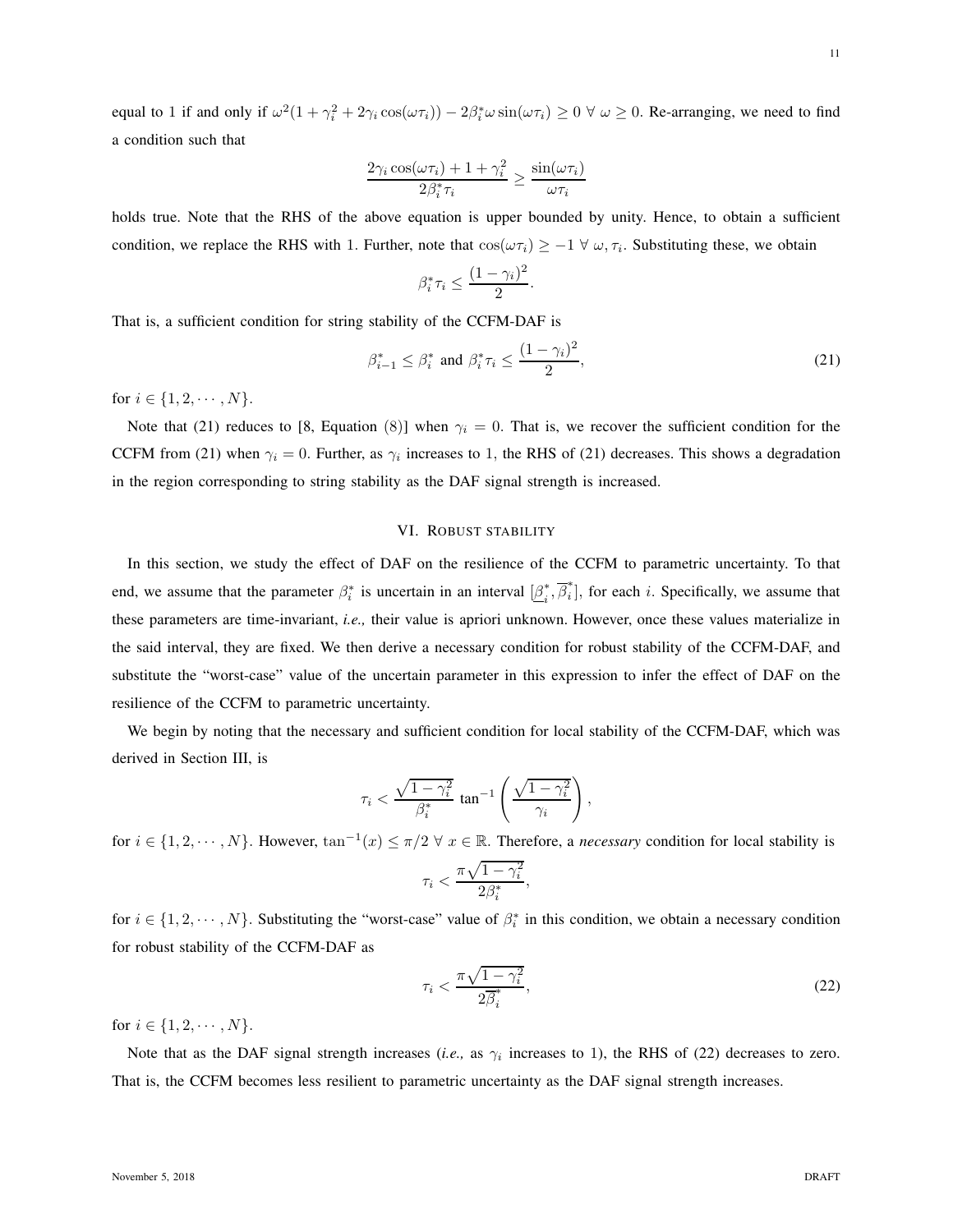equal to 1 if and only if $\omega^2(1 + \gamma_i^2 + 2\gamma_i \cos(\omega\tau_i)) - 2\beta_i^* \omega \sin(\omega\tau_i) \geq 0 \ \forall \ \omega \geq 0$. Re-arranging, we need to find a condition such that

$$\frac{2\gamma_i \cos(\omega\tau_i) + 1 + \gamma_i^2}{2\beta_i^* \tau_i} \geq \frac{\sin(\omega\tau_i)}{\omega\tau_i}$$

holds true. Note that the RHS of the above equation is upper bounded by unity. Hence, to obtain a sufficient condition, we replace the RHS with 1. Further, note that $\cos(\omega\tau_i) \geq -1 \ \forall \ \omega, \tau_i$. Substituting these, we obtain

$$\beta_i^* \tau_i \leq \frac{(1 - \gamma_i)^2}{2}.$$

That is, a sufficient condition for string stability of the CCFM-DAF is

$$\beta_{i-1}^* \leq \beta_i^* \text{ and } \beta_i^* \tau_i \leq \frac{(1 - \gamma_i)^2}{2}, \tag{21}$$

for $i \in \{1, 2, \cdots, N\}$.

Note that (21) reduces to [8, Equation (8)] when $\gamma_i = 0$. That is, we recover the sufficient condition for the CCFM from (21) when $\gamma_i = 0$. Further, as $\gamma_i$ increases to 1, the RHS of (21) decreases. This shows a degradation in the region corresponding to string stability as the DAF signal strength is increased.

## VI. Robust stability

In this section, we study the effect of DAF on the resilience of the CCFM to parametric uncertainty. To that end, we assume that the parameter $\beta_i^*$ is uncertain in an interval $[\underline{\beta}_i^*, \overline{\beta}_i^*]$, for each $i$. Specifically, we assume that these parameters are time-invariant, *i.e.,* their value is apriori unknown. However, once these values materialize in the said interval, they are fixed. We then derive a necessary condition for robust stability of the CCFM-DAF, and substitute the "worst-case" value of the uncertain parameter in this expression to infer the effect of DAF on the resilience of the CCFM to parametric uncertainty.

We begin by noting that the necessary and sufficient condition for local stability of the CCFM-DAF, which was derived in Section III, is

$$\tau_i < \frac{\sqrt{1 - \gamma_i^2}}{\beta_i^*} \tan^{-1}\left(\frac{\sqrt{1 - \gamma_i^2}}{\gamma_i}\right),$$

for $i \in \{1, 2, \cdots, N\}$. However, $\tan^{-1}(x) \leq \pi/2 \ \forall \ x \in \mathbb{R}$. Therefore, a *necessary* condition for local stability is

$$\tau_i < \frac{\pi\sqrt{1 - \gamma_i^2}}{2\beta_i^*},$$

for $i \in \{1, 2, \cdots, N\}$. Substituting the "worst-case" value of $\beta_i^*$ in this condition, we obtain a necessary condition for robust stability of the CCFM-DAF as

$$\tau_i < \frac{\pi\sqrt{1 - \gamma_i^2}}{2\overline{\beta}_i^*}, \tag{22}$$

for $i \in \{1, 2, \cdots, N\}$.

Note that as the DAF signal strength increases (*i.e.,* as $\gamma_i$ increases to 1), the RHS of (22) decreases to zero. That is, the CCFM becomes less resilient to parametric uncertainty as the DAF signal strength increases.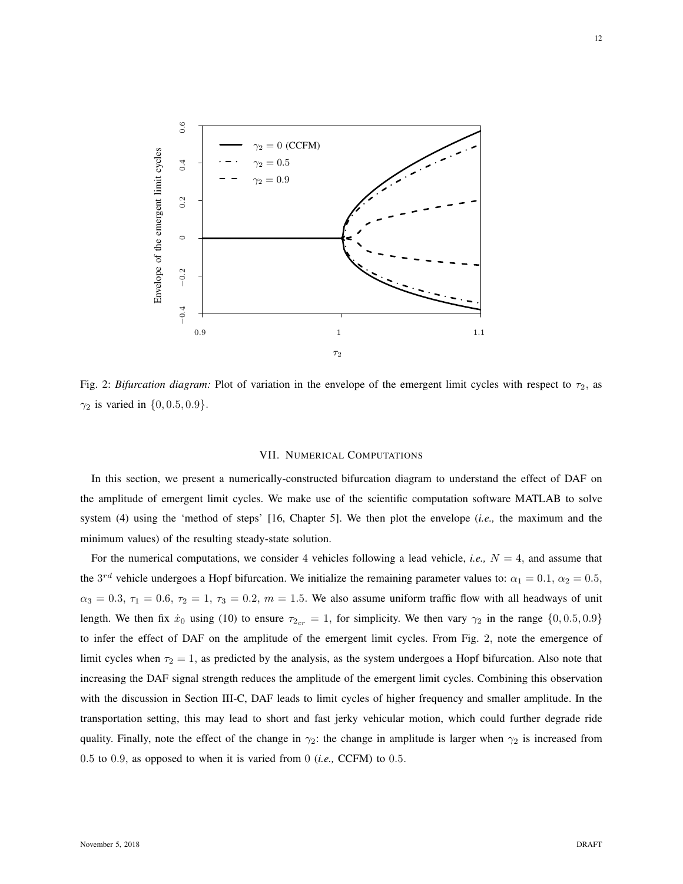Fig. 2: *Bifurcation diagram:* Plot of variation in the envelope of the emergent limit cycles with respect to $\tau_2$, as $\gamma_2$ is varied in $\{0, 0.5, 0.9\}$.

## VII. Numerical Computations

In this section, we present a numerically-constructed bifurcation diagram to understand the effect of DAF on the amplitude of emergent limit cycles. We make use of the scientific computation software MATLAB to solve system (4) using the 'method of steps' [16, Chapter 5]. We then plot the envelope (*i.e.,* the maximum and the minimum values) of the resulting steady-state solution.

For the numerical computations, we consider 4 vehicles following a lead vehicle, *i.e.,* $N = 4$, and assume that the $3^{rd}$ vehicle undergoes a Hopf bifurcation. We initialize the remaining parameter values to: $\alpha_1 = 0.1$, $\alpha_2 = 0.5$, $\alpha_3 = 0.3$, $\tau_1 = 0.6$, $\tau_2 = 1$, $\tau_3 = 0.2$, $m = 1.5$. We also assume uniform traffic flow with all headways of unit length. We then fix $\dot{x}_0$ using (10) to ensure $\tau_{2_{cr}} = 1$, for simplicity. We then vary $\gamma_2$ in the range $\{0, 0.5, 0.9\}$ to infer the effect of DAF on the amplitude of the emergent limit cycles. From Fig. 2, note the emergence of limit cycles when $\tau_2 = 1$, as predicted by the analysis, as the system undergoes a Hopf bifurcation. Also note that increasing the DAF signal strength reduces the amplitude of the emergent limit cycles. Combining this observation with the discussion in Section III-C, DAF leads to limit cycles of higher frequency and smaller amplitude. In the transportation setting, this may lead to short and fast jerky vehicular motion, which could further degrade ride quality. Finally, note the effect of the change in $\gamma_2$: the change in amplitude is larger when $\gamma_2$ is increased from 0.5 to 0.9, as opposed to when it is varied from 0 (*i.e.,* CCFM) to 0.5.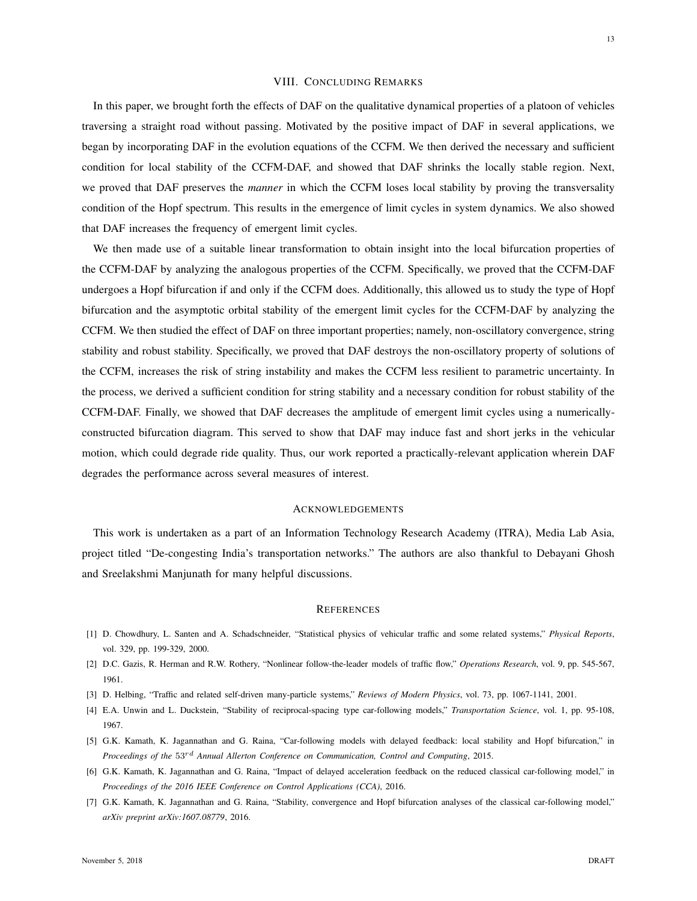## VIII. Concluding Remarks

In this paper, we brought forth the effects of DAF on the qualitative dynamical properties of a platoon of vehicles traversing a straight road without passing. Motivated by the positive impact of DAF in several applications, we began by incorporating DAF in the evolution equations of the CCFM. We then derived the necessary and sufficient condition for local stability of the CCFM-DAF, and showed that DAF shrinks the locally stable region. Next, we proved that DAF preserves the *manner* in which the CCFM loses local stability by proving the transversality condition of the Hopf spectrum. This results in the emergence of limit cycles in system dynamics. We also showed that DAF increases the frequency of emergent limit cycles.

We then made use of a suitable linear transformation to obtain insight into the local bifurcation properties of the CCFM-DAF by analyzing the analogous properties of the CCFM. Specifically, we proved that the CCFM-DAF undergoes a Hopf bifurcation if and only if the CCFM does. Additionally, this allowed us to study the type of Hopf bifurcation and the asymptotic orbital stability of the emergent limit cycles for the CCFM-DAF by analyzing the CCFM. We then studied the effect of DAF on three important properties; namely, non-oscillatory convergence, string stability and robust stability. Specifically, we proved that DAF destroys the non-oscillatory property of solutions of the CCFM, increases the risk of string instability and makes the CCFM less resilient to parametric uncertainty. In the process, we derived a sufficient condition for string stability and a necessary condition for robust stability of the CCFM-DAF. Finally, we showed that DAF decreases the amplitude of emergent limit cycles using a numerically-constructed bifurcation diagram. This served to show that DAF may induce fast and short jerks in the vehicular motion, which could degrade ride quality. Thus, our work reported a practically-relevant application wherein DAF degrades the performance across several measures of interest.

## Acknowledgements

This work is undertaken as a part of an Information Technology Research Academy (ITRA), Media Lab Asia, project titled "De-congesting India's transportation networks." The authors are also thankful to Debayani Ghosh and Sreelakshmi Manjunath for many helpful discussions.

## References

[1] D. Chowdhury, L. Santen and A. Schadschneider, "Statistical physics of vehicular traffic and some related systems," *Physical Reports*, vol. 329, pp. 199-329, 2000.

[2] D.C. Gazis, R. Herman and R.W. Rothery, "Nonlinear follow-the-leader models of traffic flow," *Operations Research*, vol. 9, pp. 545-567, 1961.

[3] D. Helbing, "Traffic and related self-driven many-particle systems," *Reviews of Modern Physics*, vol. 73, pp. 1067-1141, 2001.

[4] E.A. Unwin and L. Duckstein, "Stability of reciprocal-spacing type car-following models," *Transportation Science*, vol. 1, pp. 95-108, 1967.

[5] G.K. Kamath, K. Jagannathan and G. Raina, "Car-following models with delayed feedback: local stability and Hopf bifurcation," in *Proceedings of the* $53^{rd}$ *Annual Allerton Conference on Communication, Control and Computing*, 2015.

[6] G.K. Kamath, K. Jagannathan and G. Raina, "Impact of delayed acceleration feedback on the reduced classical car-following model," in *Proceedings of the 2016 IEEE Conference on Control Applications (CCA)*, 2016.

[7] G.K. Kamath, K. Jagannathan and G. Raina, "Stability, convergence and Hopf bifurcation analyses of the classical car-following model," *arXiv preprint arXiv:1607.08779*, 2016.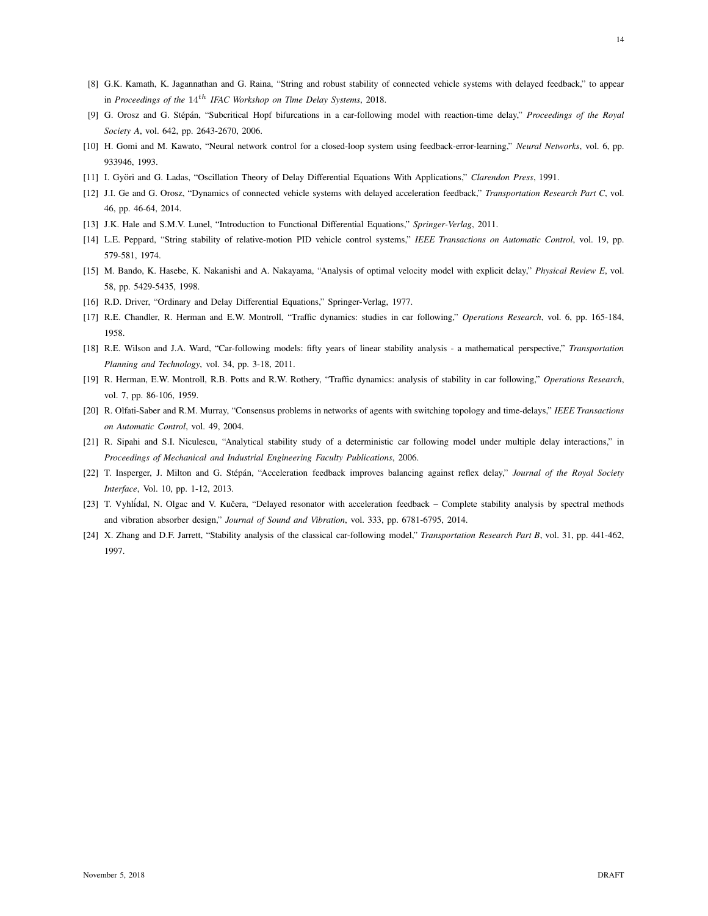[8] G.K. Kamath, K. Jagannathan and G. Raina, "String and robust stability of connected vehicle systems with delayed feedback," to appear in *Proceedings of the* $14^{th}$ *IFAC Workshop on Time Delay Systems*, 2018.

[9] G. Orosz and G. Stépán, "Subcritical Hopf bifurcations in a car-following model with reaction-time delay," *Proceedings of the Royal Society A*, vol. 642, pp. 2643-2670, 2006.

[10] H. Gomi and M. Kawato, "Neural network control for a closed-loop system using feedback-error-learning," *Neural Networks*, vol. 6, pp. 933946, 1993.

[11] I. Györi and G. Ladas, "Oscillation Theory of Delay Differential Equations With Applications," *Clarendon Press*, 1991.

[12] J.I. Ge and G. Orosz, "Dynamics of connected vehicle systems with delayed acceleration feedback," *Transportation Research Part C*, vol. 46, pp. 46-64, 2014.

[13] J.K. Hale and S.M.V. Lunel, "Introduction to Functional Differential Equations," *Springer-Verlag*, 2011.

[14] L.E. Peppard, "String stability of relative-motion PID vehicle control systems," *IEEE Transactions on Automatic Control*, vol. 19, pp. 579-581, 1974.

[15] M. Bando, K. Hasebe, K. Nakanishi and A. Nakayama, "Analysis of optimal velocity model with explicit delay," *Physical Review E*, vol. 58, pp. 5429-5435, 1998.

[16] R.D. Driver, "Ordinary and Delay Differential Equations," Springer-Verlag, 1977.

[17] R.E. Chandler, R. Herman and E.W. Montroll, "Traffic dynamics: studies in car following," *Operations Research*, vol. 6, pp. 165-184, 1958.

[18] R.E. Wilson and J.A. Ward, "Car-following models: fifty years of linear stability analysis - a mathematical perspective," *Transportation Planning and Technology*, vol. 34, pp. 3-18, 2011.

[19] R. Herman, E.W. Montroll, R.B. Potts and R.W. Rothery, "Traffic dynamics: analysis of stability in car following," *Operations Research*, vol. 7, pp. 86-106, 1959.

[20] R. Olfati-Saber and R.M. Murray, "Consensus problems in networks of agents with switching topology and time-delays," *IEEE Transactions on Automatic Control*, vol. 49, 2004.

[21] R. Sipahi and S.I. Niculescu, "Analytical stability study of a deterministic car following model under multiple delay interactions," in *Proceedings of Mechanical and Industrial Engineering Faculty Publications*, 2006.

[22] T. Insperger, J. Milton and G. Stépán, "Acceleration feedback improves balancing against reflex delay," *Journal of the Royal Society Interface*, Vol. 10, pp. 1-12, 2013.

[23] T. Vyhlídal, N. Olgac and V. Kučera, "Delayed resonator with acceleration feedback – Complete stability analysis by spectral methods and vibration absorber design," *Journal of Sound and Vibration*, vol. 333, pp. 6781-6795, 2014.

[24] X. Zhang and D.F. Jarrett, "Stability analysis of the classical car-following model," *Transportation Research Part B*, vol. 31, pp. 441-462, 1997.